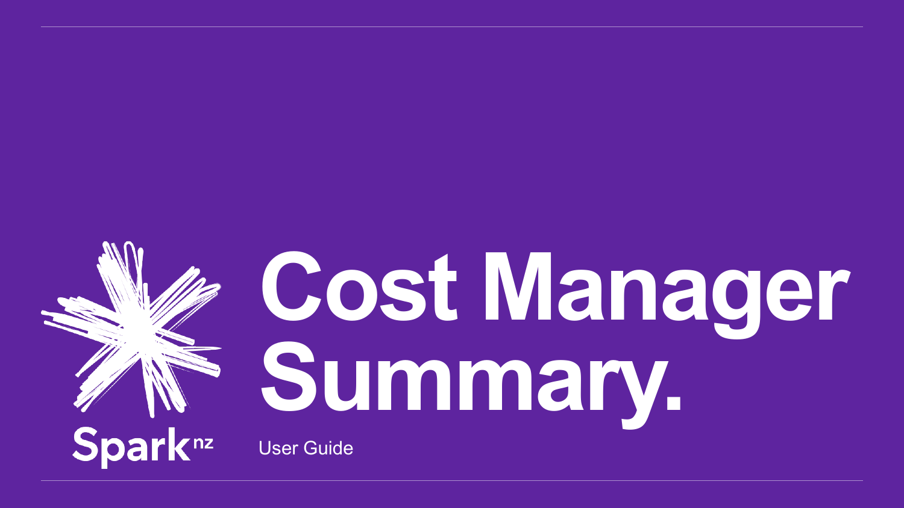Spark nz

# Cost Manager Summary.

User Guide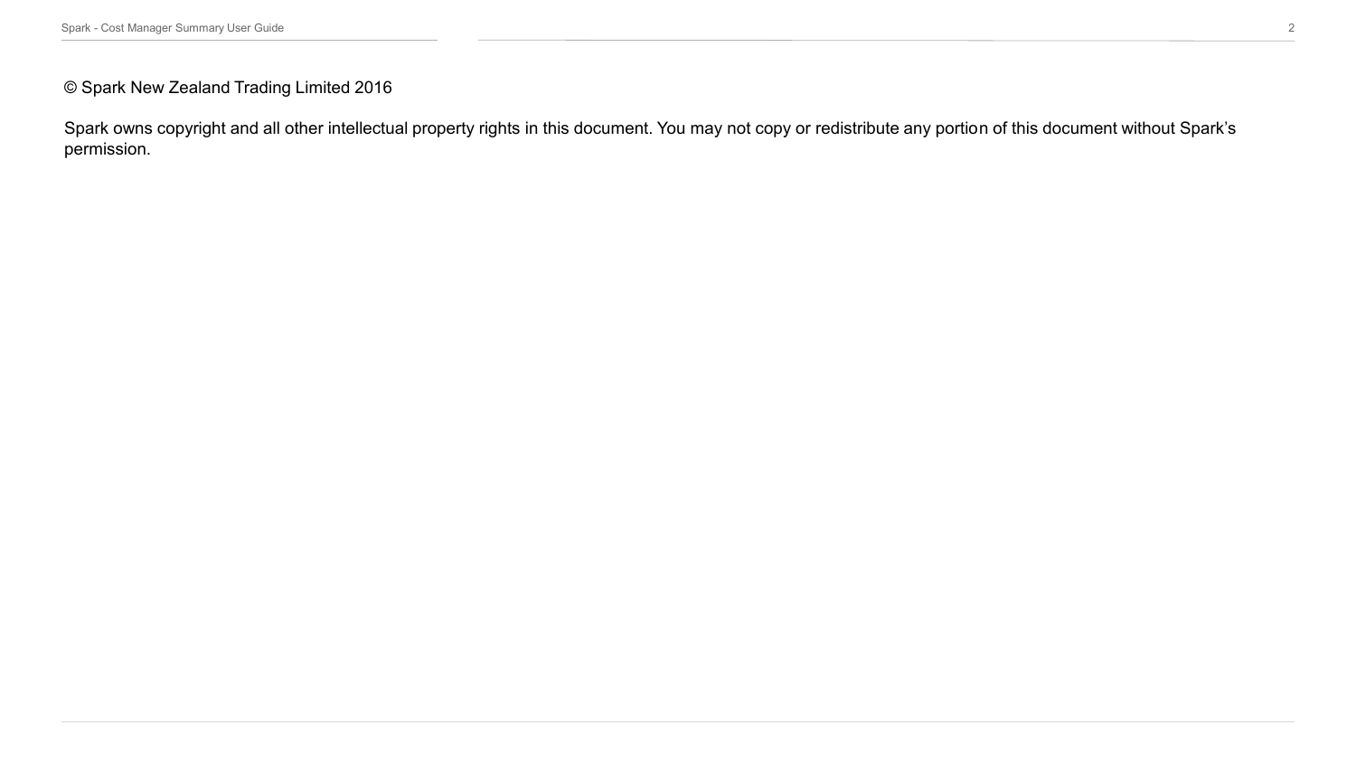© Spark New Zealand Trading Limited 2016

Spark owns copyright and all other intellectual property rights in this document. You may not copy or redistribute any portion of this document without Spark's permission.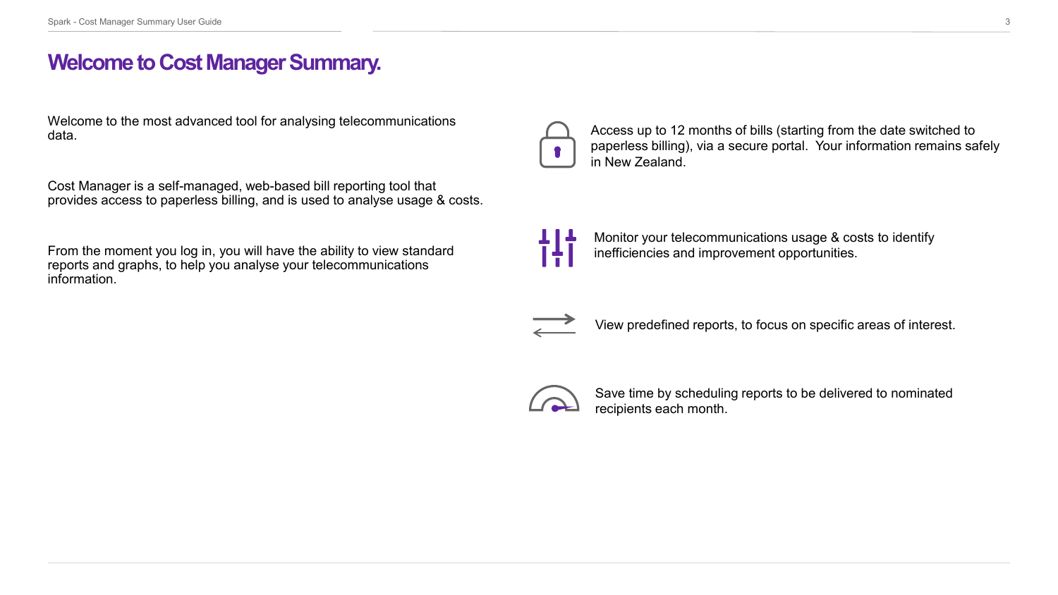# Welcome to Cost Manager Summary.

Welcome to the most advanced tool for analysing telecommunications data.

Cost Manager is a self-managed, web-based bill reporting tool that provides access to paperless billing, and is used to analyse usage & costs.

From the moment you log in, you will have the ability to view standard reports and graphs, to help you analyse your telecommunications information.

- Access up to 12 months of bills (starting from the date switched to paperless billing), via a secure portal. Your information remains safely in New Zealand.
- Monitor your telecommunications usage & costs to identify inefficiencies and improvement opportunities.
- View predefined reports, to focus on specific areas of interest.
- Save time by scheduling reports to be delivered to nominated recipients each month.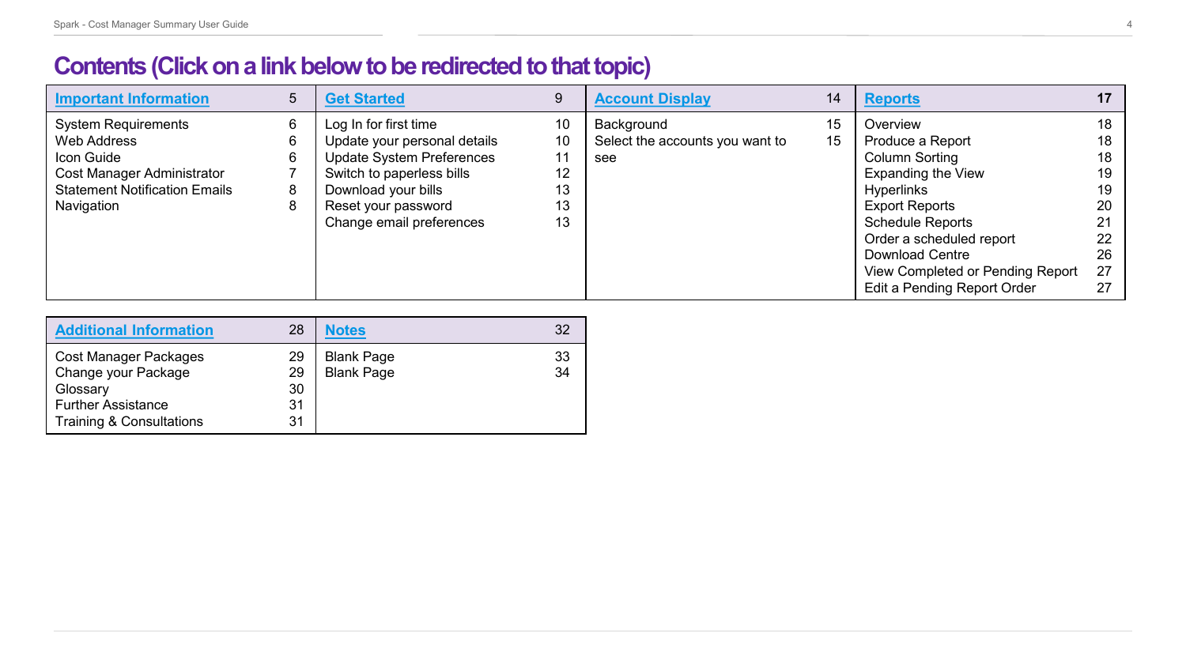# Contents (Click on a link below to be redirected to that topic)

| Important Information | 5 | Get Started | 9 | Account Display | 14 | Reports | 17 |
|---|---|---|---|---|---|---|---|
| System Requirements | 6 | Log In for first time | 10 | Background | 15 | Overview | 18 |
| Web Address | 6 | Update your personal details | 10 | Select the accounts you want to see | 15 | Produce a Report | 18 |
| Icon Guide | 6 | Update System Preferences | 11 | | | Column Sorting | 18 |
| Cost Manager Administrator | 7 | Switch to paperless bills | 12 | | | Expanding the View | 19 |
| Statement Notification Emails | 8 | Download your bills | 13 | | | Hyperlinks | 19 |
| Navigation | 8 | Reset your password | 13 | | | Export Reports | 20 |
| | | Change email preferences | 13 | | | Schedule Reports | 21 |
| | | | | | | Order a scheduled report | 22 |
| | | | | | | Download Centre | 26 |
| | | | | | | View Completed or Pending Report | 27 |
| | | | | | | Edit a Pending Report Order | 27 |

| Additional Information | 28 | Notes | 32 |
|---|---|---|---|
| Cost Manager Packages | 29 | Blank Page | 33 |
| Change your Package | 29 | Blank Page | 34 |
| Glossary | 30 | | |
| Further Assistance | 31 | | |
| Training & Consultations | 31 | | |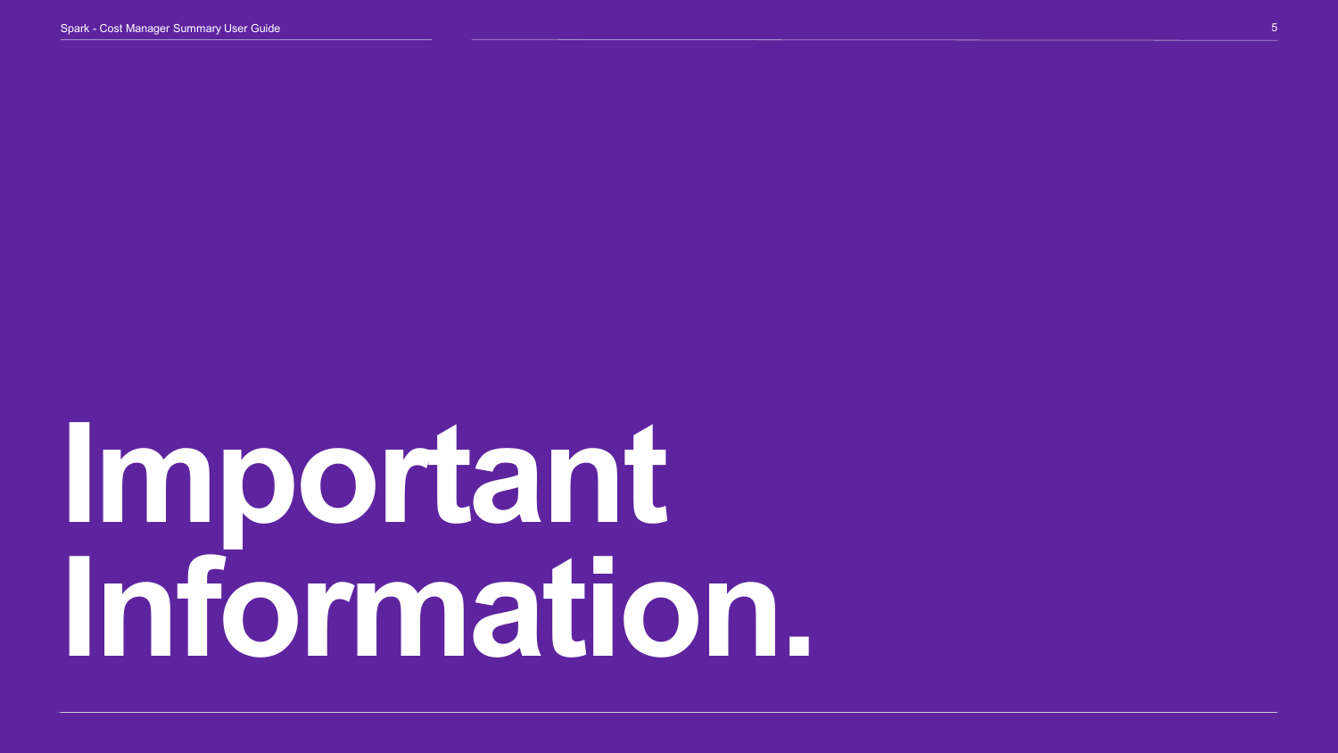# Important Information.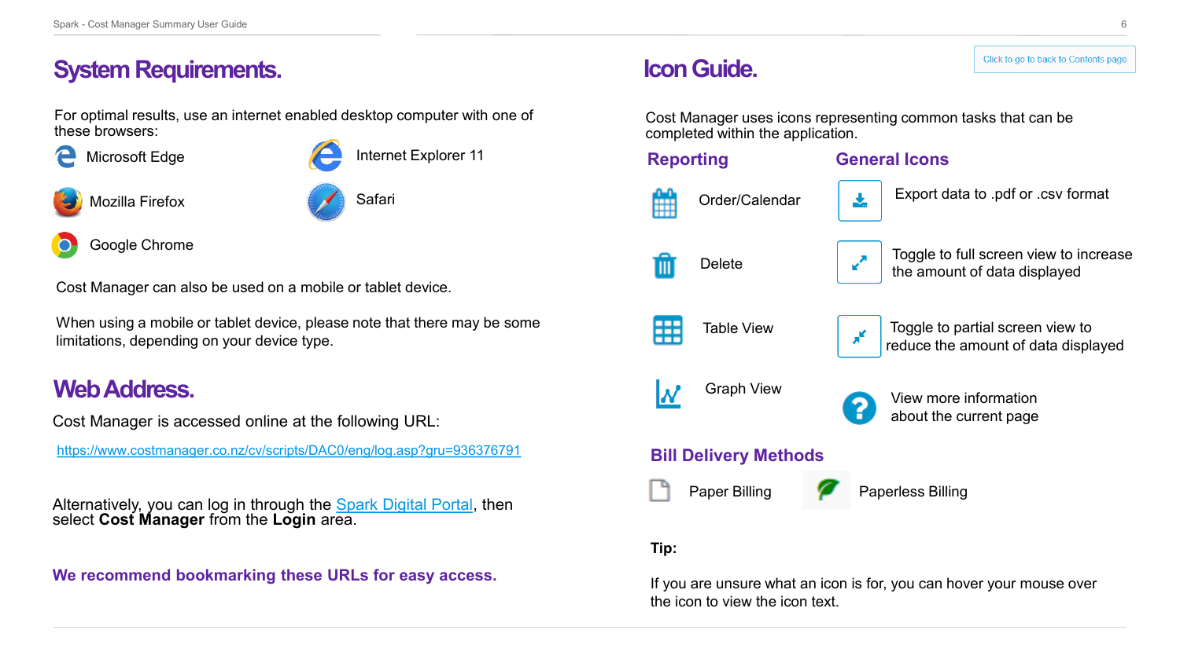# System Requirements.

For optimal results, use an internet enabled desktop computer with one of these browsers:

- Microsoft Edge
- Internet Explorer 11
- Mozilla Firefox
- Safari
- Google Chrome

Cost Manager can also be used on a mobile or tablet device.

When using a mobile or tablet device, please note that there may be some limitations, depending on your device type.

# Web Address.

Cost Manager is accessed online at the following URL:

https://www.costmanager.co.nz/cv/scripts/DAC0/eng/log.asp?gru=936376791

Alternatively, you can log in through the Spark Digital Portal, then select **Cost Manager** from the **Login** area.

**We recommend bookmarking these URLs for easy access.**

# Icon Guide.

Click to go to back to Contents page

Cost Manager uses icons representing common tasks that can be completed within the application.

## Reporting

- Order/Calendar
- Delete
- Table View
- Graph View

## General Icons

- Export data to .pdf or .csv format
- Toggle to full screen view to increase the amount of data displayed
- Toggle to partial screen view to reduce the amount of data displayed
- View more information about the current page

## Bill Delivery Methods

- Paper Billing
- Paperless Billing

**Tip:**

If you are unsure what an icon is for, you can hover your mouse over the icon to view the icon text.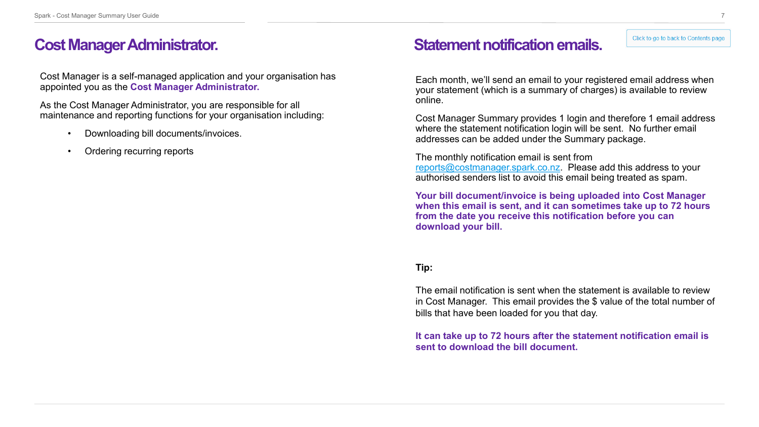# Cost Manager Administrator.

Cost Manager is a self-managed application and your organisation has appointed you as the **Cost Manager Administrator.**

As the Cost Manager Administrator, you are responsible for all maintenance and reporting functions for your organisation including:

- Downloading bill documents/invoices.
- Ordering recurring reports

# Statement notification emails.

Click to go to back to Contents page

Each month, we'll send an email to your registered email address when your statement (which is a summary of charges) is available to review online.

Cost Manager Summary provides 1 login and therefore 1 email address where the statement notification login will be sent. No further email addresses can be added under the Summary package.

The monthly notification email is sent from reports@costmanager.spark.co.nz. Please add this address to your authorised senders list to avoid this email being treated as spam.

**Your bill document/invoice is being uploaded into Cost Manager when this email is sent, and it can sometimes take up to 72 hours from the date you receive this notification before you can download your bill.**

**Tip:**

The email notification is sent when the statement is available to review in Cost Manager. This email provides the $ value of the total number of bills that have been loaded for you that day.

**It can take up to 72 hours after the statement notification email is sent to download the bill document.**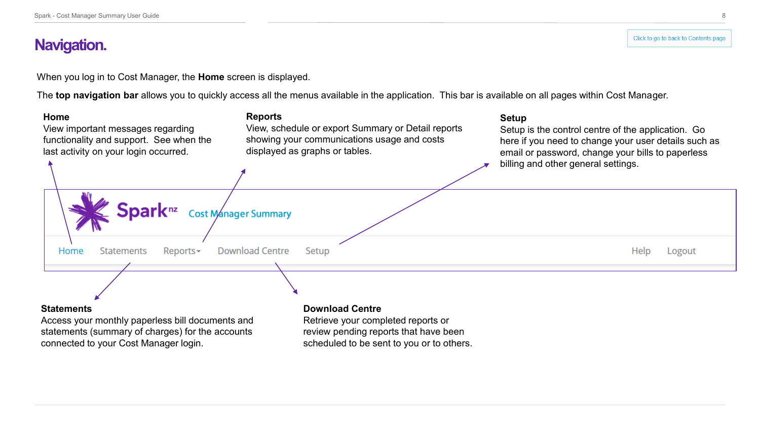# Navigation.

When you log in to Cost Manager, the **Home** screen is displayed.

The **top navigation bar** allows you to quickly access all the menus available in the application. This bar is available on all pages within Cost Manager.

**Home**
View important messages regarding functionality and support. See when the last activity on your login occurred.

**Reports**
View, schedule or export Summary or Detail reports showing your communications usage and costs displayed as graphs or tables.

**Setup**
Setup is the control centre of the application. Go here if you need to change your user details such as email or password, change your bills to paperless billing and other general settings.

**Statements**
Access your monthly paperless bill documents and statements (summary of charges) for the accounts connected to your Cost Manager login.

**Download Centre**
Retrieve your completed reports or review pending reports that have been scheduled to be sent to you or to others.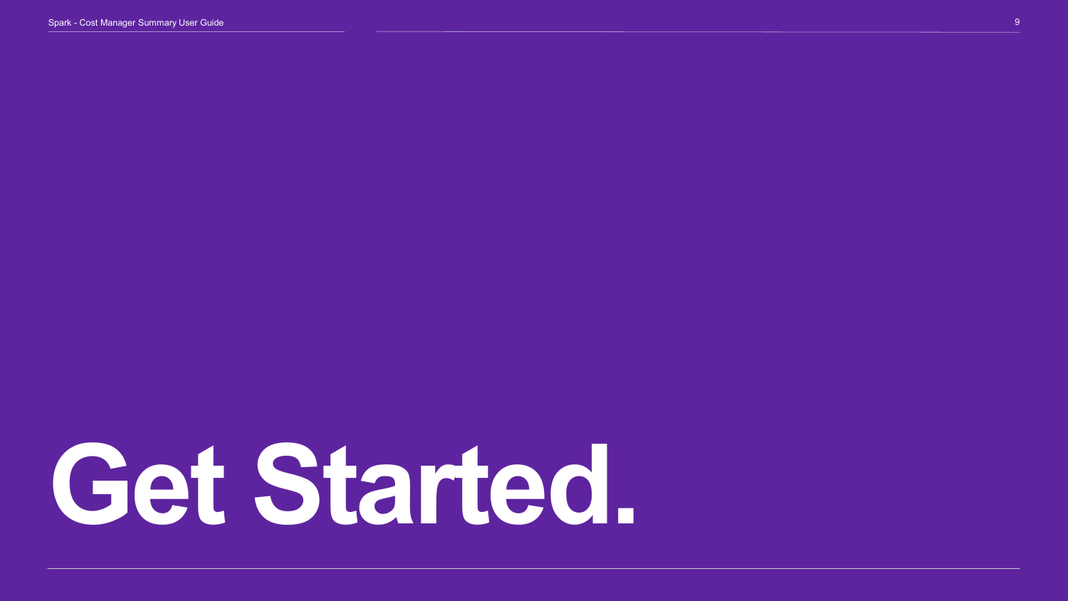# Get Started.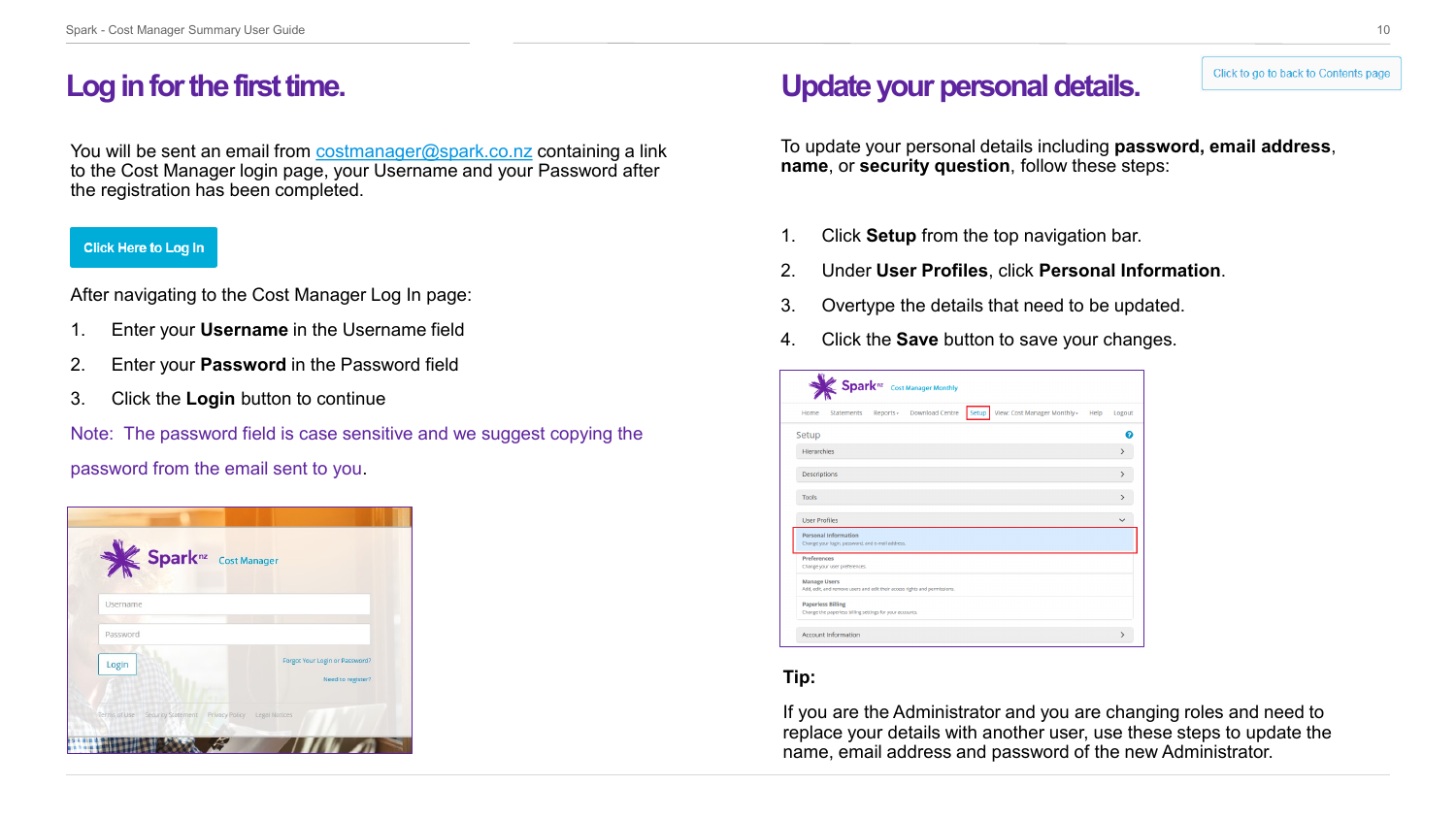# Log in for the first time.

You will be sent an email from costmanager@spark.co.nz containing a link to the Cost Manager login page, your Username and your Password after the registration has been completed.

Click Here to Log In

After navigating to the Cost Manager Log In page:

1. Enter your **Username** in the Username field
2. Enter your **Password** in the Password field
3. Click the **Login** button to continue

Note: The password field is case sensitive and we suggest copying the password from the email sent to you.

# Update your personal details.

Click to go to back to Contents page

To update your personal details including **password, email address**, **name**, or **security question**, follow these steps:

1. Click **Setup** from the top navigation bar.
2. Under **User Profiles**, click **Personal Information**.
3. Overtype the details that need to be updated.
4. Click the **Save** button to save your changes.

**Tip:**

If you are the Administrator and you are changing roles and need to replace your details with another user, use these steps to update the name, email address and password of the new Administrator.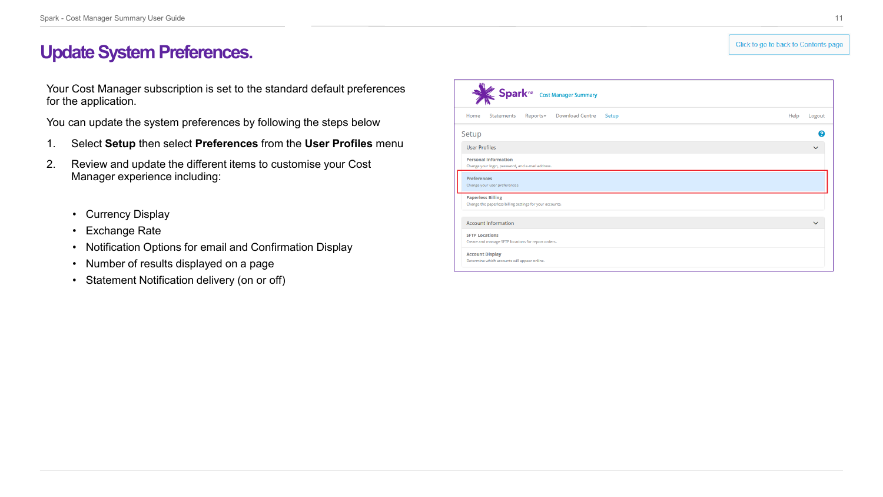# Update System Preferences.

Click to go to back to Contents page

Your Cost Manager subscription is set to the standard default preferences for the application.

You can update the system preferences by following the steps below

1. Select **Setup** then select **Preferences** from the **User Profiles** menu
2. Review and update the different items to customise your Cost Manager experience including:

- Currency Display
- Exchange Rate
- Notification Options for email and Confirmation Display
- Number of results displayed on a page
- Statement Notification delivery (on or off)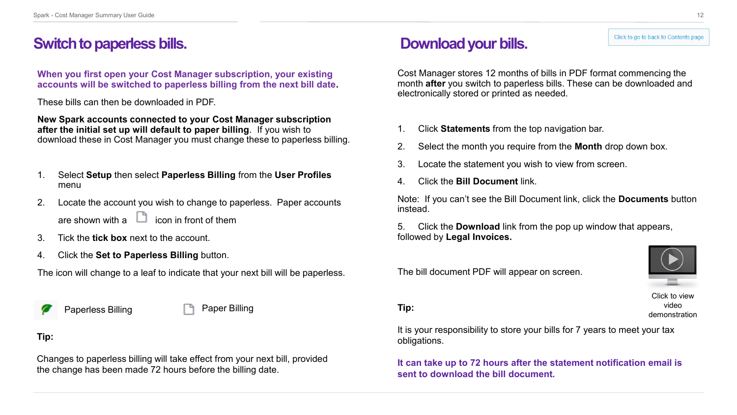# Switch to paperless bills.

**When you first open your Cost Manager subscription, your existing accounts will be switched to paperless billing from the next bill date.**

These bills can then be downloaded in PDF.

**New Spark accounts connected to your Cost Manager subscription after the initial set up will default to paper billing**. If you wish to download these in Cost Manager you must change these to paperless billing.

1. Select **Setup** then select **Paperless Billing** from the **User Profiles** menu
2. Locate the account you wish to change to paperless. Paper accounts are shown with a icon in front of them
3. Tick the **tick box** next to the account.
4. Click the **Set to Paperless Billing** button.

The icon will change to a leaf to indicate that your next bill will be paperless.

Paperless Billing

Paper Billing

**Tip:**

Changes to paperless billing will take effect from your next bill, provided the change has been made 72 hours before the billing date.

# Download your bills.

Click to go to back to Contents page

Cost Manager stores 12 months of bills in PDF format commencing the month **after** you switch to paperless bills. These can be downloaded and electronically stored or printed as needed.

1. Click **Statements** from the top navigation bar.
2. Select the month you require from the **Month** drop down box.
3. Locate the statement you wish to view from screen.
4. Click the **Bill Document** link.

Note: If you can't see the Bill Document link, click the **Documents** button instead.

5. Click the **Download** link from the pop up window that appears, followed by **Legal Invoices.**

The bill document PDF will appear on screen.

Click to view video demonstration

**Tip:**

It is your responsibility to store your bills for 7 years to meet your tax obligations.

**It can take up to 72 hours after the statement notification email is sent to download the bill document.**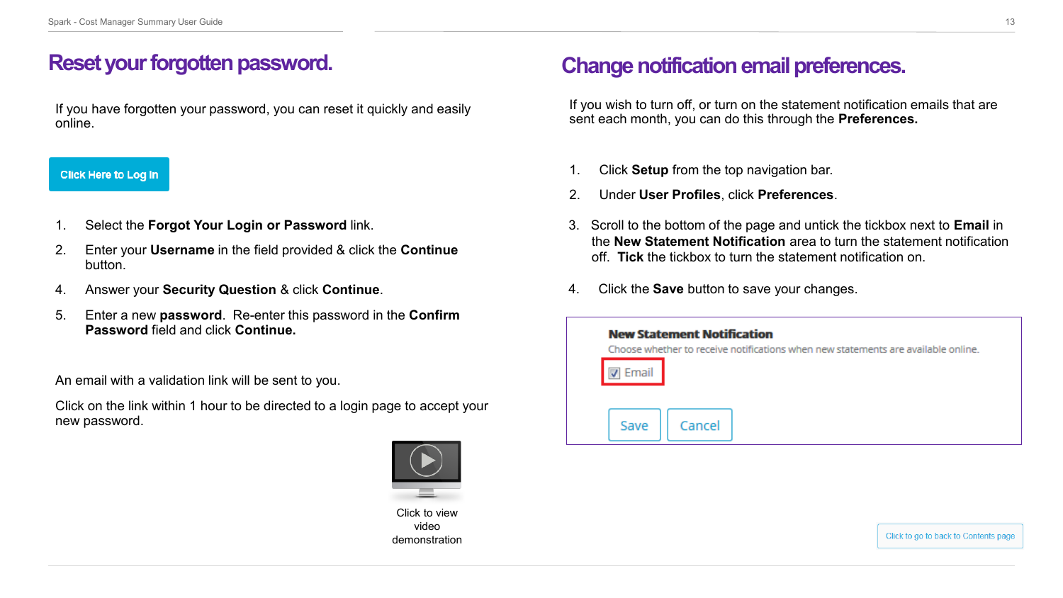# Reset your forgotten password.

If you have forgotten your password, you can reset it quickly and easily online.

Click Here to Log In

1. Select the **Forgot Your Login or Password** link.
2. Enter your **Username** in the field provided & click the **Continue** button.
4. Answer your **Security Question** & click **Continue**.
5. Enter a new **password**. Re-enter this password in the **Confirm Password** field and click **Continue.**

An email with a validation link will be sent to you.

Click on the link within 1 hour to be directed to a login page to accept your new password.

Click to view video demonstration

# Change notification email preferences.

If you wish to turn off, or turn on the statement notification emails that are sent each month, you can do this through the **Preferences.**

1. Click **Setup** from the top navigation bar.
2. Under **User Profiles**, click **Preferences**.
3. Scroll to the bottom of the page and untick the tickbox next to **Email** in the **New Statement Notification** area to turn the statement notification off. **Tick** the tickbox to turn the statement notification on.
4. Click the **Save** button to save your changes.

**New Statement Notification**

Choose whether to receive notifications when new statements are available online.

☑ Email

Save | Cancel

Click to go to back to Contents page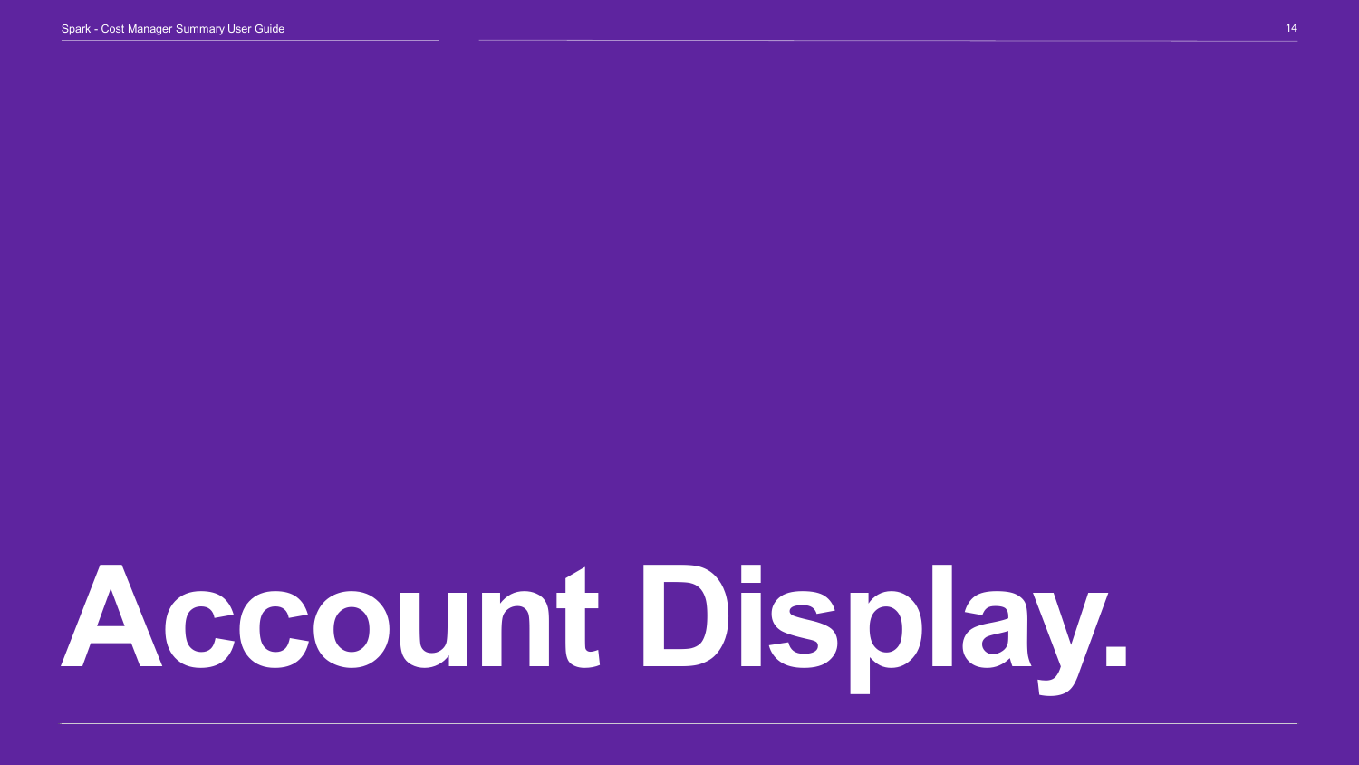# Account Display.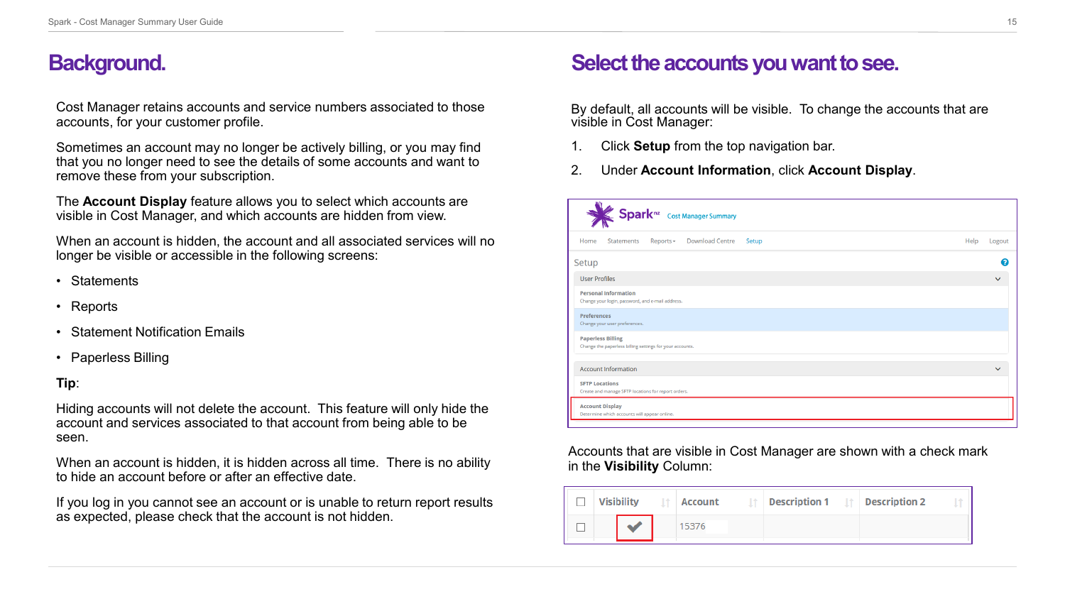# Background.

Cost Manager retains accounts and service numbers associated to those accounts, for your customer profile.

Sometimes an account may no longer be actively billing, or you may find that you no longer need to see the details of some accounts and want to remove these from your subscription.

The **Account Display** feature allows you to select which accounts are visible in Cost Manager, and which accounts are hidden from view.

When an account is hidden, the account and all associated services will no longer be visible or accessible in the following screens:

- Statements
- Reports
- Statement Notification Emails
- Paperless Billing

**Tip**:

Hiding accounts will not delete the account. This feature will only hide the account and services associated to that account from being able to be seen.

When an account is hidden, it is hidden across all time. There is no ability to hide an account before or after an effective date.

If you log in you cannot see an account or is unable to return report results as expected, please check that the account is not hidden.

# Select the accounts you want to see.

By default, all accounts will be visible. To change the accounts that are visible in Cost Manager:

1. Click **Setup** from the top navigation bar.
2. Under **Account Information**, click **Account Display**.

Accounts that are visible in Cost Manager are shown with a check mark in the **Visibility** Column: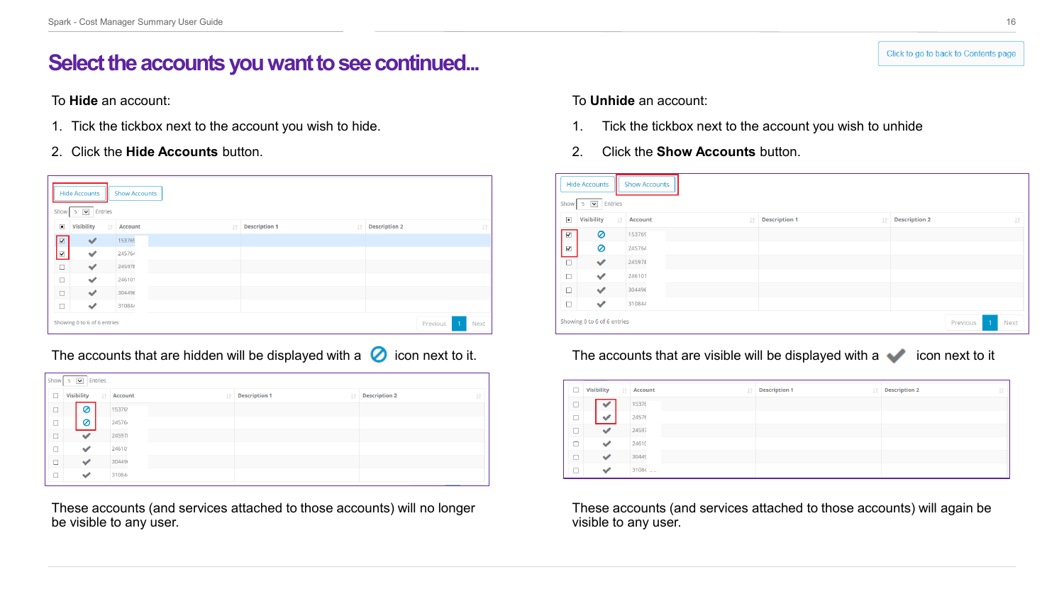# Select the accounts you want to see continued...

Click to go to back to Contents page

To **Hide** an account:

1. Tick the tickbox next to the account you wish to hide.
2. Click the **Hide Accounts** button.

The accounts that are hidden will be displayed with a ⊘ icon next to it.

These accounts (and services attached to those accounts) will no longer be visible to any user.

To **Unhide** an account:

1. Tick the tickbox next to the account you wish to unhide
2. Click the **Show Accounts** button.

The accounts that are visible will be displayed with a ✔ icon next to it

These accounts (and services attached to those accounts) will again be visible to any user.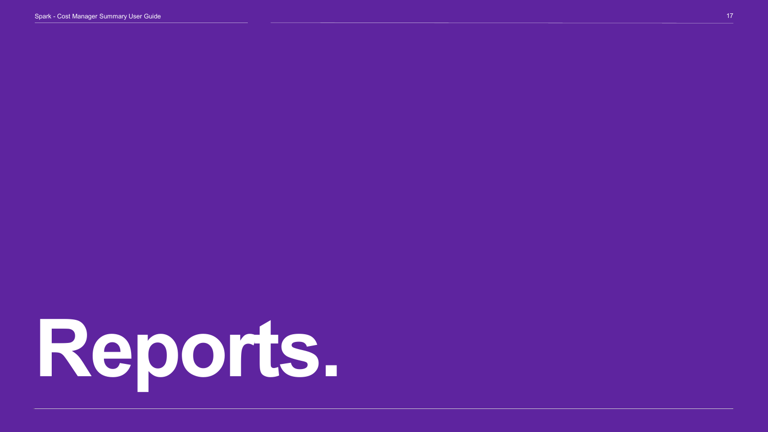# Reports.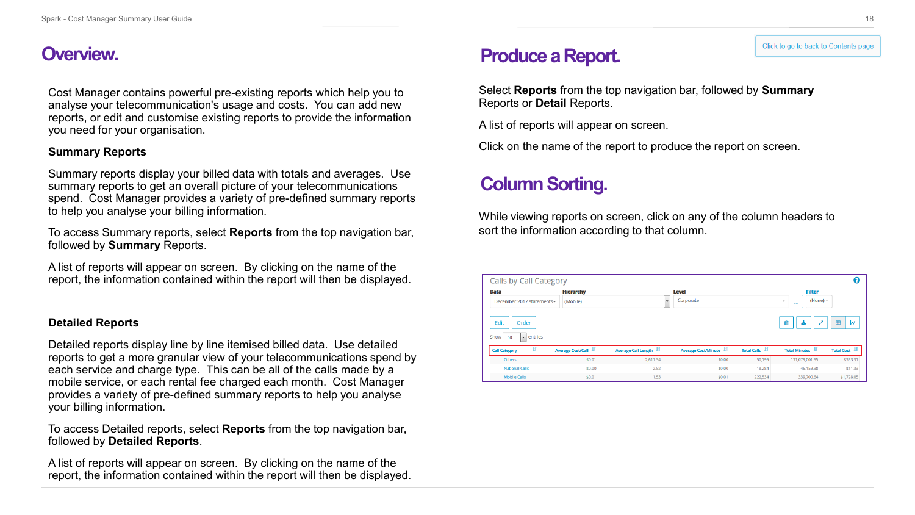# Overview.

Cost Manager contains powerful pre-existing reports which help you to analyse your telecommunication's usage and costs. You can add new reports, or edit and customise existing reports to provide the information you need for your organisation.

### Summary Reports

Summary reports display your billed data with totals and averages. Use summary reports to get an overall picture of your telecommunications spend. Cost Manager provides a variety of pre-defined summary reports to help you analyse your billing information.

To access Summary reports, select **Reports** from the top navigation bar, followed by **Summary** Reports.

A list of reports will appear on screen. By clicking on the name of the report, the information contained within the report will then be displayed.

### Detailed Reports

Detailed reports display line by line itemised billed data. Use detailed reports to get a more granular view of your telecommunications spend by each service and charge type. This can be all of the calls made by a mobile service, or each rental fee charged each month. Cost Manager provides a variety of pre-defined summary reports to help you analyse your billing information.

To access Detailed reports, select **Reports** from the top navigation bar, followed by **Detailed Reports**.

A list of reports will appear on screen. By clicking on the name of the report, the information contained within the report will then be displayed.

Click to go to back to Contents page

# Produce a Report.

Select **Reports** from the top navigation bar, followed by **Summary** Reports or **Detail** Reports.

A list of reports will appear on screen.

Click on the name of the report to produce the report on screen.

# Column Sorting.

While viewing reports on screen, click on any of the column headers to sort the information according to that column.

Calls by Call Category

| Call Category | Average Cost/Call | Average Call Length | Average Cost/Minute | Total Calls | Total Minutes | Total Cost |
|---|---|---|---|---|---|---|
| Others | $0.01 | 2,611.34 | $0.00 | 50,196 | 131,079,001.55 | $353.31 |
| National Calls | $0.00 | 2.52 | $0.00 | 18,284 | 46,159.98 | $11.33 |
| Mobile Calls | $0.01 | 1.53 | $0.01 | 222,534 | 339,700.64 | $1,728.05 |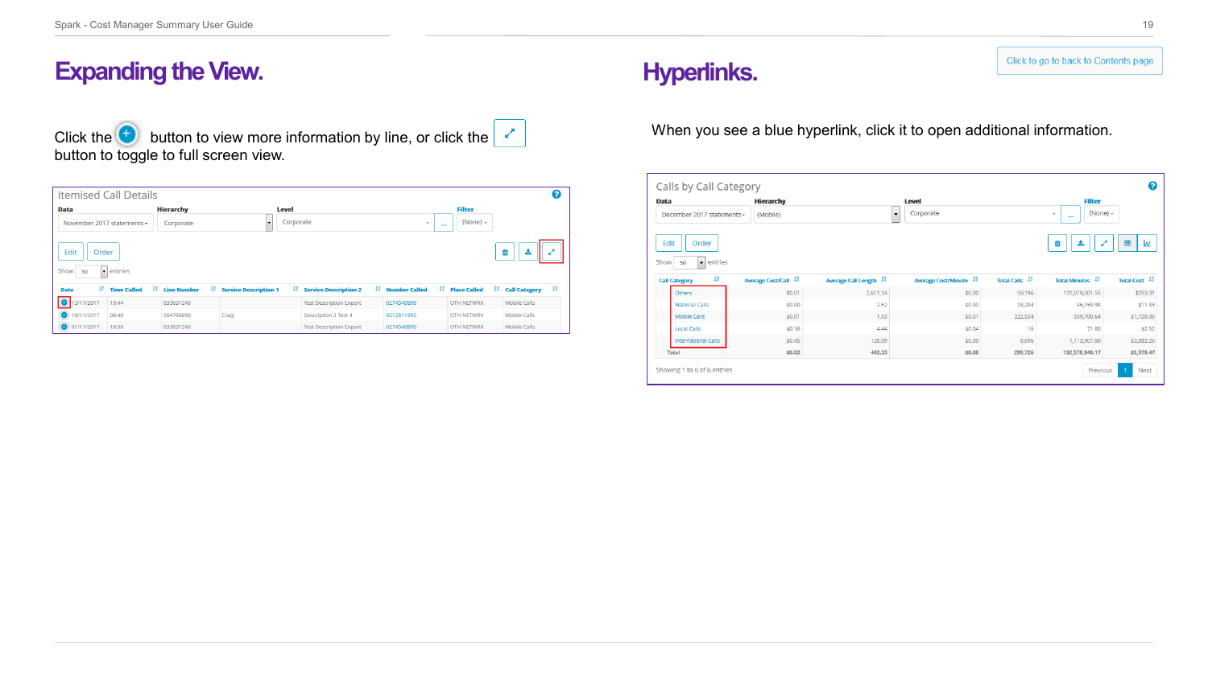# Expanding the View.

Click the button to view more information by line, or click the button to toggle to full screen view.

Itemised Call Details

| Date | Time Called | Line Number | Service Description 1 | Service Description 2 | Number Called | Place Called | Call Category |
|---|---|---|---|---|---|---|---|
| 13/11/2017 | 19:44 | 033631240 | | Test Description Export | 0274540890 | OTH NETWRK | Mobile Calls |
| 10/11/2017 | 08:40 | 094760690 | Craig | Description 2 Test 4 | 0212811993 | OTH NETWRK | Mobile Calls |
| 01/11/2017 | 16:50 | 033631240 | | Test Description Export | 0274540890 | OTH NETWRK | Mobile Calls |

# Hyperlinks.

Click to go to back to Contents page

When you see a blue hyperlink, click it to open additional information.

Calls by Call Category

| Call Category | Average Cost/Call | Average Call Length | Average Cost/Minute | Total Calls | Total Minutes | Total Cost |
|---|---|---|---|---|---|---|
| Others | $0.01 | 2,611.34 | $0.00 | 50,196 | 131,079,001.55 | $353.31 |
| National Calls | $0.00 | 2.52 | $0.00 | 18,284 | 46,159.98 | $11.33 |
| Mobile Calls | $0.01 | 1.53 | $0.01 | 222,534 | 339,700.64 | $1,728.05 |
| Local Calls | $0.16 | 4.44 | $0.04 | 16 | 71.00 | $2.52 |
| International Calls | $0.45 | 128.09 | $0.00 | 8,696 | 1,113,907.00 | $3,883.26 |
| Total | $0.02 | 442.33 | $0.00 | 299,726 | 132,578,840.17 | $5,978.47 |

Showing 1 to 6 of 6 entries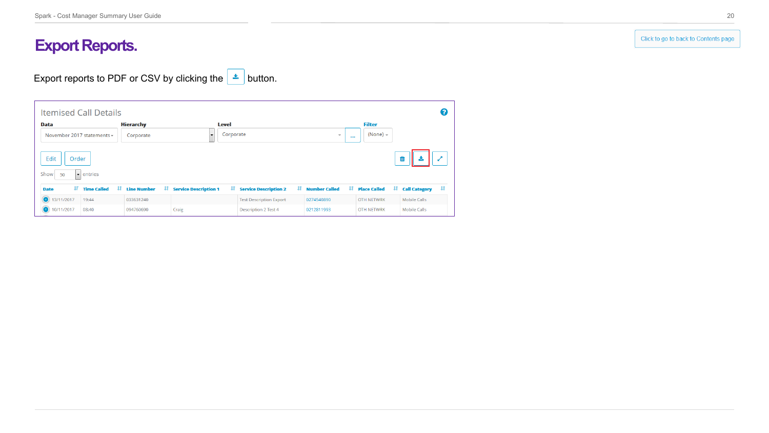# Export Reports.

Export reports to PDF or CSV by clicking the button.

Itemised Call Details

| Data | Hierarchy | Level | Filter |
|---|---|---|---|
| November 2017 statements | Corporate | Corporate | (None) |

Edit | Order

Show 50 entries

| Date | Time Called | Line Number | Service Description 1 | Service Description 2 | Number Called | Place Called | Call Category |
|---|---|---|---|---|---|---|---|
| 13/11/2017 | 19:44 | 033631240 | | Test Description Export | 0274540890 | OTH NETWRK | Mobile Calls |
| 10/11/2017 | 08:40 | 094760690 | Craig | Description 2 Test 4 | 0212811993 | OTH NETWRK | Mobile Calls |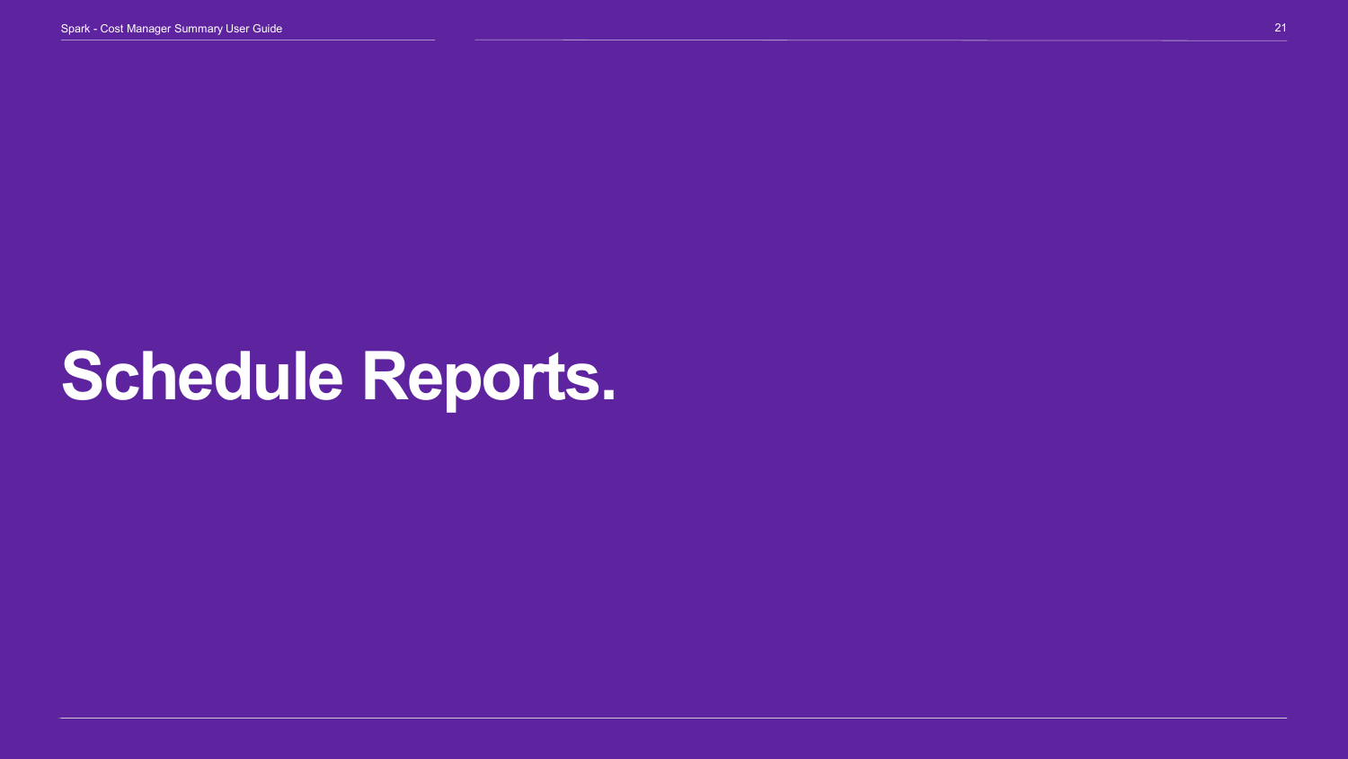# Schedule Reports.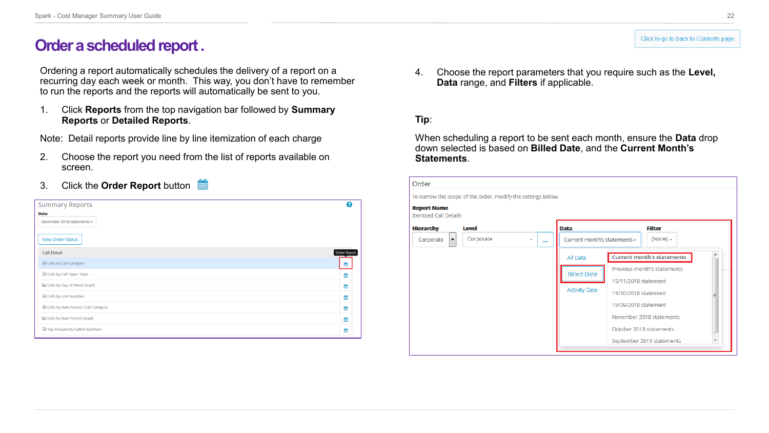# Order a scheduled report .

Click to go to back to Contents page

Ordering a report automatically schedules the delivery of a report on a recurring day each week or month. This way, you don't have to remember to run the reports and the reports will automatically be sent to you.

1. Click **Reports** from the top navigation bar followed by **Summary Reports** or **Detailed Reports**.

Note: Detail reports provide line by line itemization of each charge

2. Choose the report you need from the list of reports available on screen.

3. Click the **Order Report** button

4. Choose the report parameters that you require such as the **Level, Data** range, and **Filters** if applicable.

**Tip**:

When scheduling a report to be sent each month, ensure the **Data** drop down selected is based on **Billed Date**, and the **Current Month's Statements**.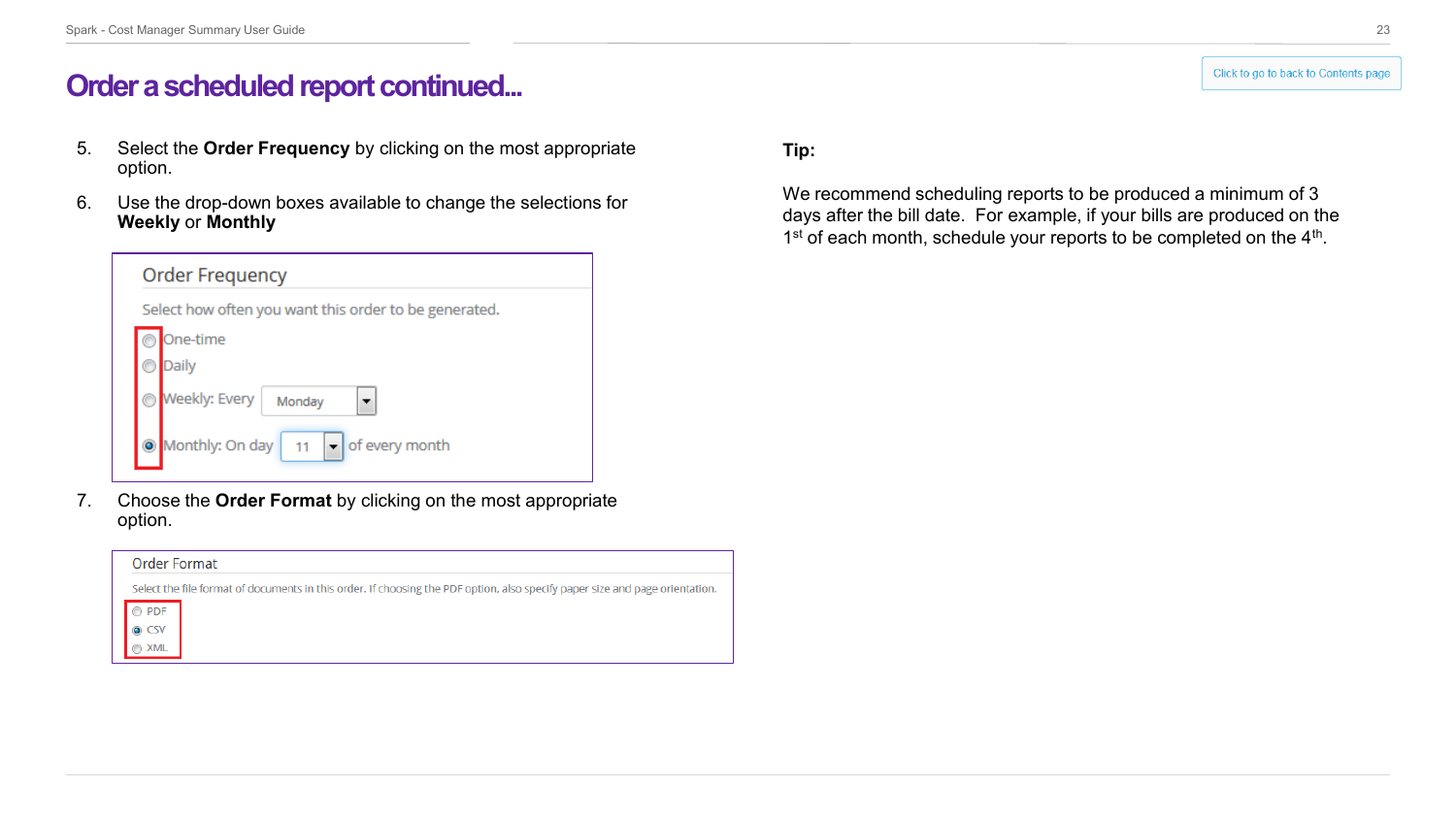# Order a scheduled report continued...

5. Select the **Order Frequency** by clicking on the most appropriate option.

6. Use the drop-down boxes available to change the selections for **Weekly** or **Monthly**

Order Frequency

Select how often you want this order to be generated.

- One-time
- Daily
- Weekly: Every Monday
- Monthly: On day 11 of every month

7. Choose the **Order Format** by clicking on the most appropriate option.

Order Format

Select the file format of documents in this order. If choosing the PDF option, also specify paper size and page orientation.

- PDF
- CSV
- XML

**Tip:**

We recommend scheduling reports to be produced a minimum of 3 days after the bill date. For example, if your bills are produced on the 1st of each month, schedule your reports to be completed on the 4th.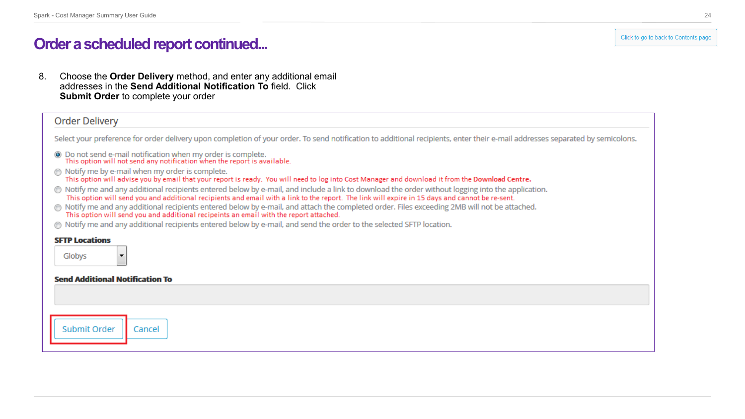# Order a scheduled report continued...

8. Choose the **Order Delivery** method, and enter any additional email addresses in the **Send Additional Notification To** field. Click **Submit Order** to complete your order

## Order Delivery

Select your preference for order delivery upon completion of your order. To send notification to additional recipients, enter their e-mail addresses separated by semicolons.

- (●) Do not send e-mail notification when my order is complete.
  This option will not send any notification when the report is available.
- ( ) Notify me by e-mail when my order is complete.
  This option will advise you by email that your report is ready. You will need to log into Cost Manager and download it from the **Download Centre.**
- ( ) Notify me and any additional recipients entered below by e-mail, and include a link to download the order without logging into the application.
  This option will send you and additional recipients and email with a link to the report. The link will expire in 15 days and cannot be re-sent.
- ( ) Notify me and any additional recipients entered below by e-mail, and attach the completed order. Files exceeding 2MB will not be attached.
  This option will send you and additional recipeints an email with the report attached.
- ( ) Notify me and any additional recipients entered below by e-mail, and send the order to the selected SFTP location.

**SFTP Locations**

Globys

**Send Additional Notification To**

Submit Order | Cancel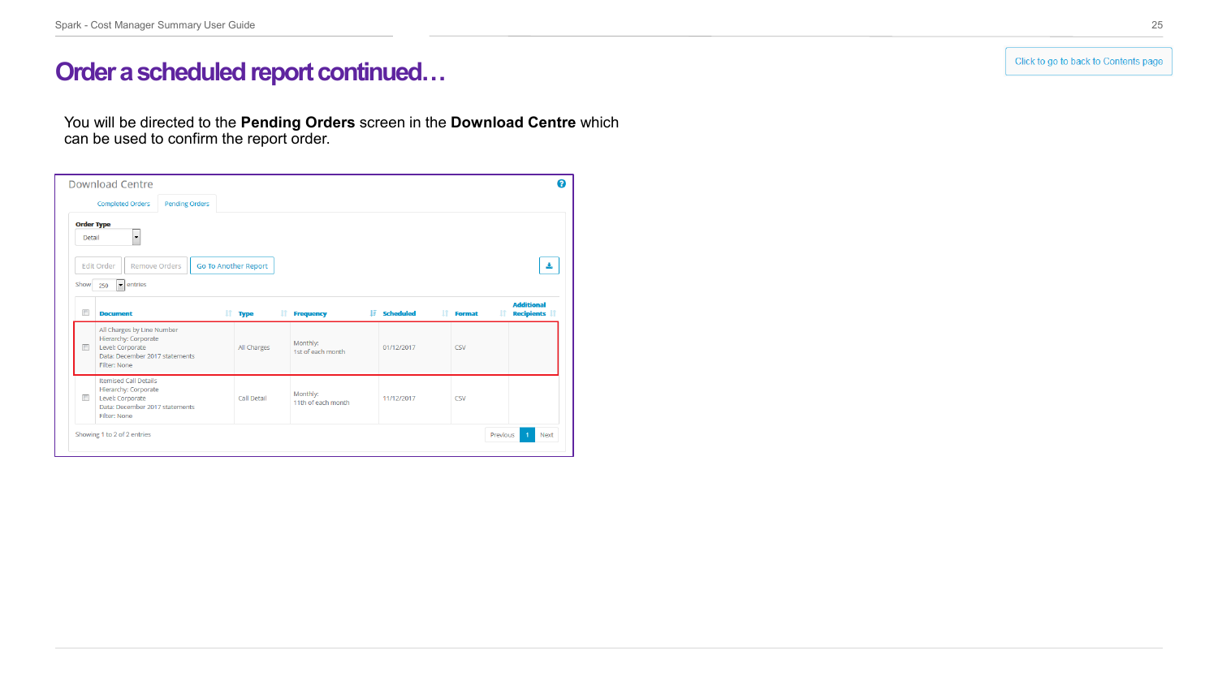# Order a scheduled report continued…

Click to go to back to Contents page

You will be directed to the **Pending Orders** screen in the **Download Centre** which can be used to confirm the report order.

Download Centre

Completed Orders | Pending Orders

Order Type: Detail

Edit Order | Remove Orders | Go To Another Report

Show 250 entries

| Document | Type | Frequency | Scheduled | Format | Additional Recipients |
|---|---|---|---|---|---|
| All Charges by Line Number<br>Hierarchy: Corporate<br>Level: Corporate<br>Data: December 2017 statements<br>Filter: None | All Charges | Monthly:<br>1st of each month | 01/12/2017 | CSV | |
| Itemised Call Details<br>Hierarchy: Corporate<br>Level: Corporate<br>Data: December 2017 statements<br>Filter: None | Call Detail | Monthly:<br>11th of each month | 11/12/2017 | CSV | |

Showing 1 to 2 of 2 entries

Previous 1 Next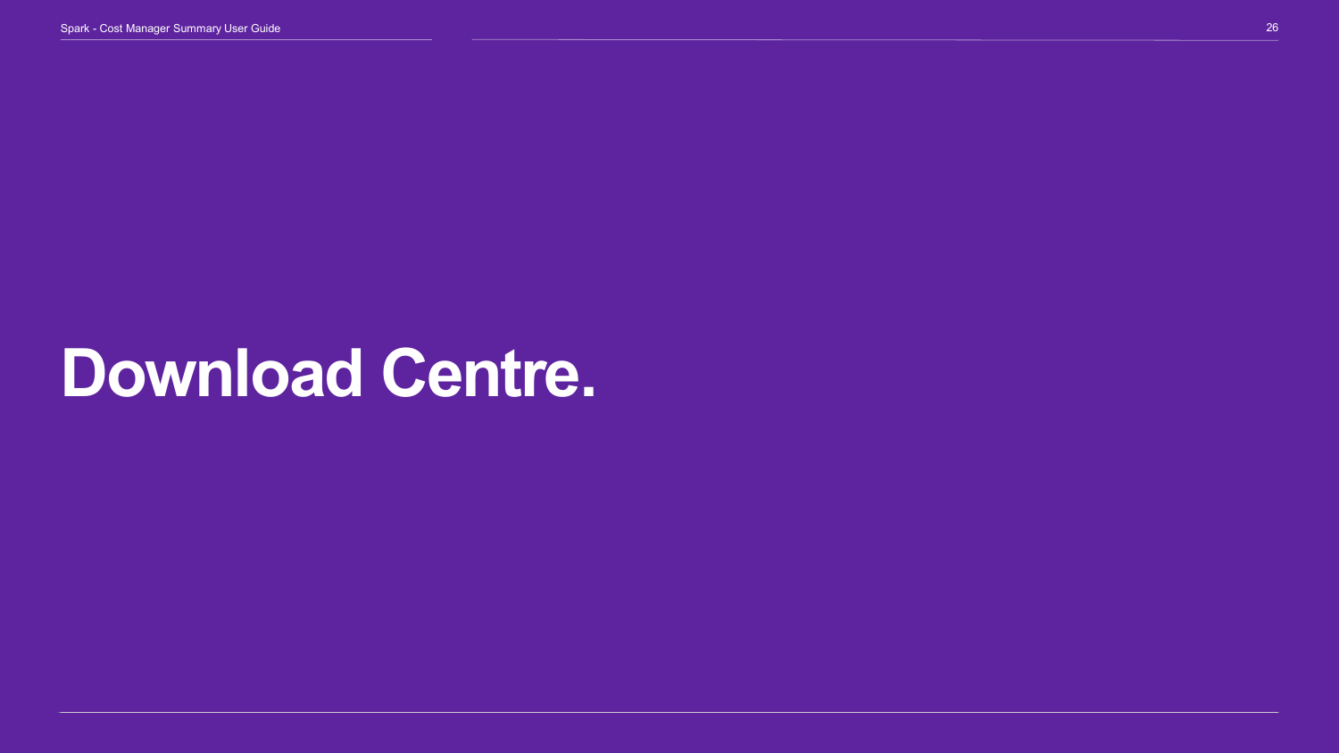# Download Centre.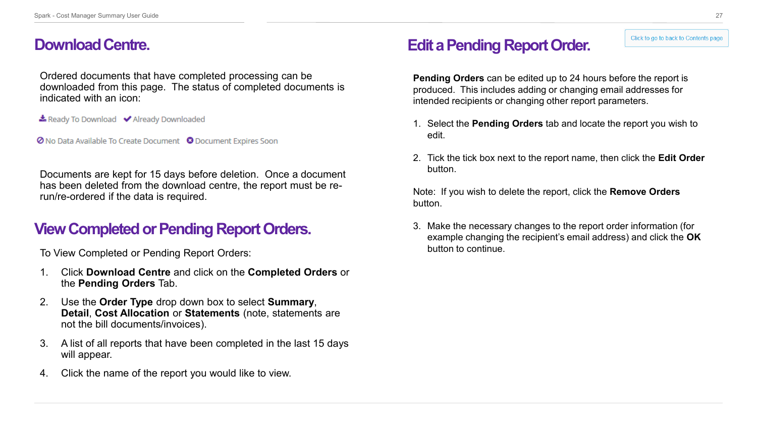# Download Centre.

Ordered documents that have completed processing can be downloaded from this page. The status of completed documents is indicated with an icon:

Ready To Download  Already Downloaded

No Data Available To Create Document  Document Expires Soon

Documents are kept for 15 days before deletion. Once a document has been deleted from the download centre, the report must be re-run/re-ordered if the data is required.

# View Completed or Pending Report Orders.

To View Completed or Pending Report Orders:

1. Click **Download Centre** and click on the **Completed Orders** or the **Pending Orders** Tab.
2. Use the **Order Type** drop down box to select **Summary**, **Detail**, **Cost Allocation** or **Statements** (note, statements are not the bill documents/invoices).
3. A list of all reports that have been completed in the last 15 days will appear.
4. Click the name of the report you would like to view.

# Edit a Pending Report Order.

Click to go to back to Contents page

**Pending Orders** can be edited up to 24 hours before the report is produced. This includes adding or changing email addresses for intended recipients or changing other report parameters.

1. Select the **Pending Orders** tab and locate the report you wish to edit.
2. Tick the tick box next to the report name, then click the **Edit Order** button.

Note: If you wish to delete the report, click the **Remove Orders** button.

3. Make the necessary changes to the report order information (for example changing the recipient's email address) and click the **OK** button to continue.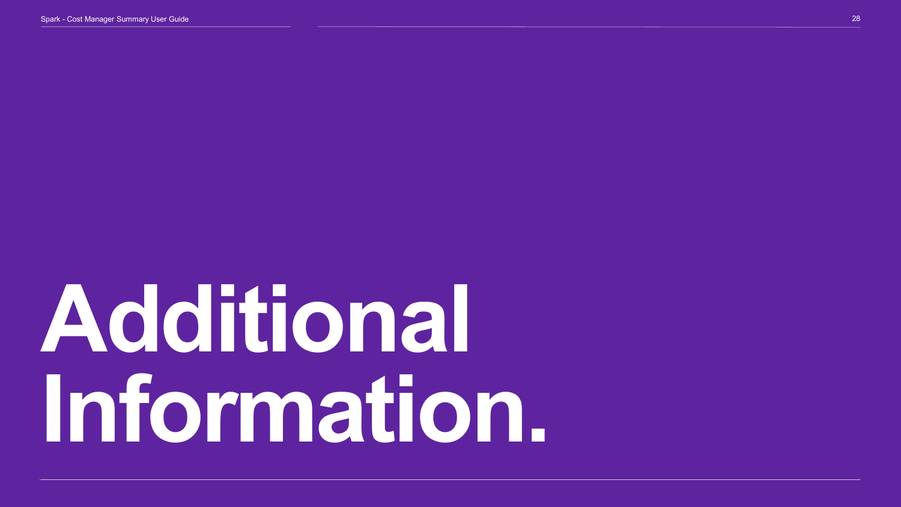# Additional Information.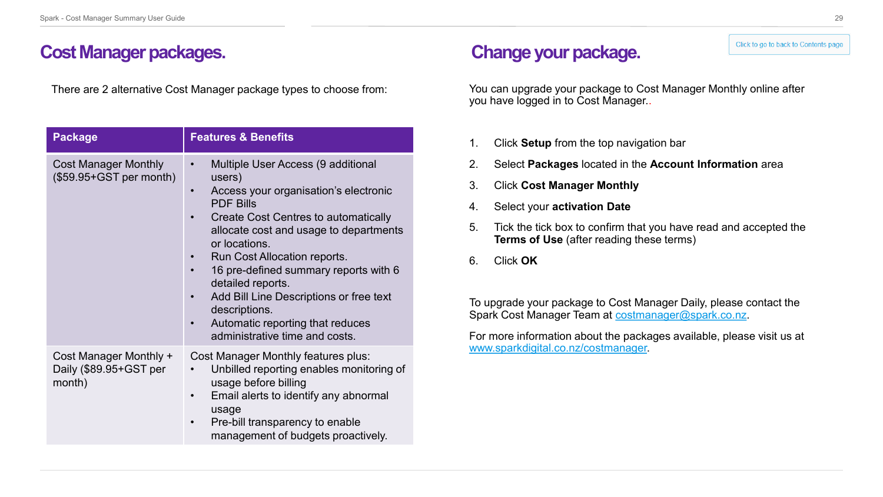# Cost Manager packages.

There are 2 alternative Cost Manager package types to choose from:

| Package | Features & Benefits |
| --- | --- |
| Cost Manager Monthly ($59.95+GST per month) | • Multiple User Access (9 additional users)<br>• Access your organisation's electronic PDF Bills<br>• Create Cost Centres to automatically allocate cost and usage to departments or locations.<br>• Run Cost Allocation reports.<br>• 16 pre-defined summary reports with 6 detailed reports.<br>• Add Bill Line Descriptions or free text descriptions.<br>• Automatic reporting that reduces administrative time and costs. |
| Cost Manager Monthly + Daily ($89.95+GST per month) | Cost Manager Monthly features plus:<br>• Unbilled reporting enables monitoring of usage before billing<br>• Email alerts to identify any abnormal usage<br>• Pre-bill transparency to enable management of budgets proactively. |

# Change your package.

Click to go to back to Contents page

You can upgrade your package to Cost Manager Monthly online after you have logged in to Cost Manager..

1. Click **Setup** from the top navigation bar
2. Select **Packages** located in the **Account Information** area
3. Click **Cost Manager Monthly**
4. Select your **activation Date**
5. Tick the tick box to confirm that you have read and accepted the **Terms of Use** (after reading these terms)
6. Click **OK**

To upgrade your package to Cost Manager Daily, please contact the Spark Cost Manager Team at costmanager@spark.co.nz.

For more information about the packages available, please visit us at www.sparkdigital.co.nz/costmanager.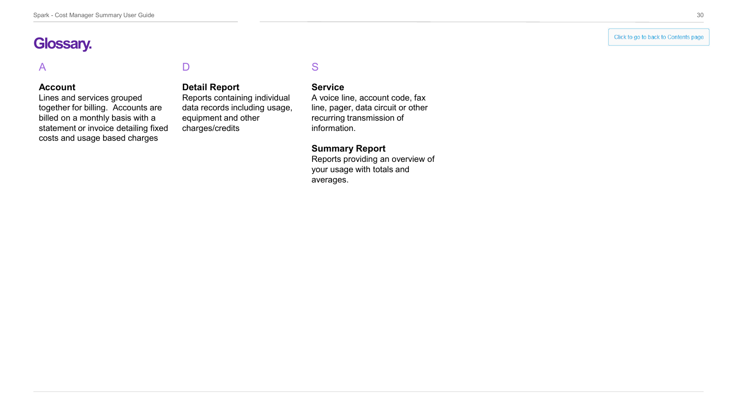# Glossary.

Click to go to back to Contents page

## A

### Account

Lines and services grouped together for billing.  Accounts are billed on a monthly basis with a statement or invoice detailing fixed costs and usage based charges

## D

### Detail Report

Reports containing individual data records including usage, equipment and other charges/credits

## S

### Service

A voice line, account code, fax line, pager, data circuit or other recurring transmission of information.

### Summary Report

Reports providing an overview of your usage with totals and averages.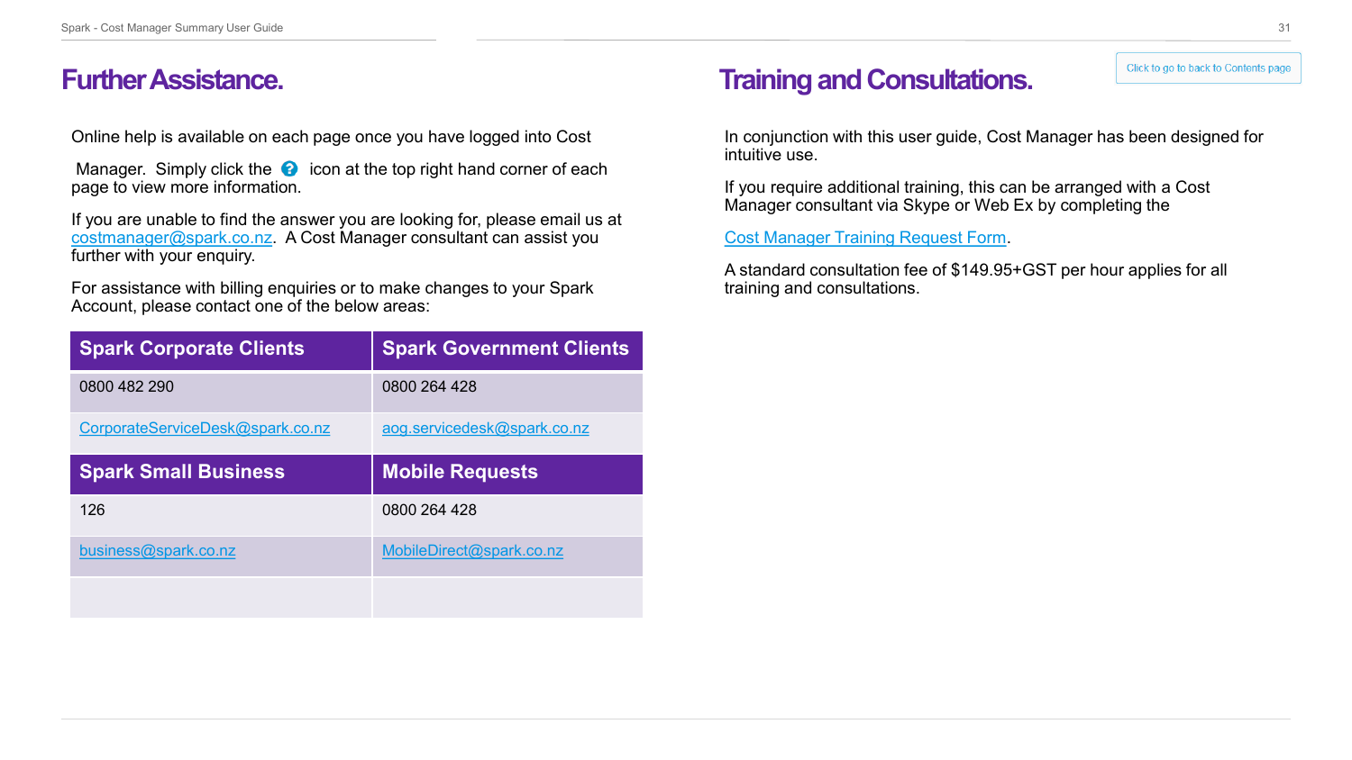## Further Assistance.

Online help is available on each page once you have logged into Cost Manager. Simply click the ? icon at the top right hand corner of each page to view more information.

If you are unable to find the answer you are looking for, please email us at costmanager@spark.co.nz. A Cost Manager consultant can assist you further with your enquiry.

For assistance with billing enquiries or to make changes to your Spark Account, please contact one of the below areas:

| Spark Corporate Clients | Spark Government Clients |
|---|---|
| 0800 482 290 | 0800 264 428 |
| CorporateServiceDesk@spark.co.nz | aog.servicedesk@spark.co.nz |
| **Spark Small Business** | **Mobile Requests** |
| 126 | 0800 264 428 |
| business@spark.co.nz | MobileDirect@spark.co.nz |
| | |

## Training and Consultations.

Click to go to back to Contents page

In conjunction with this user guide, Cost Manager has been designed for intuitive use.

If you require additional training, this can be arranged with a Cost Manager consultant via Skype or Web Ex by completing the

Cost Manager Training Request Form.

A standard consultation fee of $149.95+GST per hour applies for all training and consultations.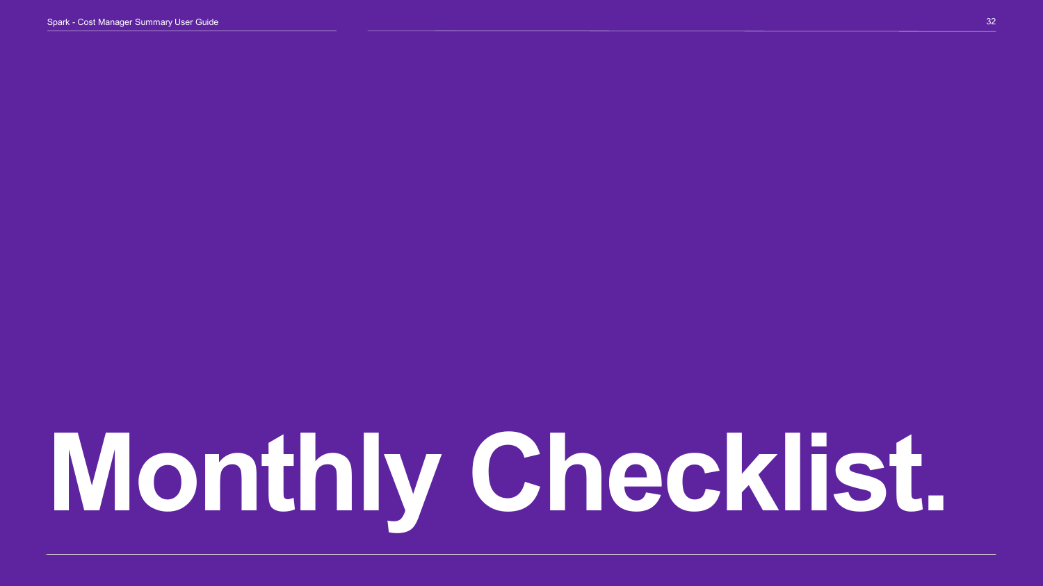# Monthly Checklist.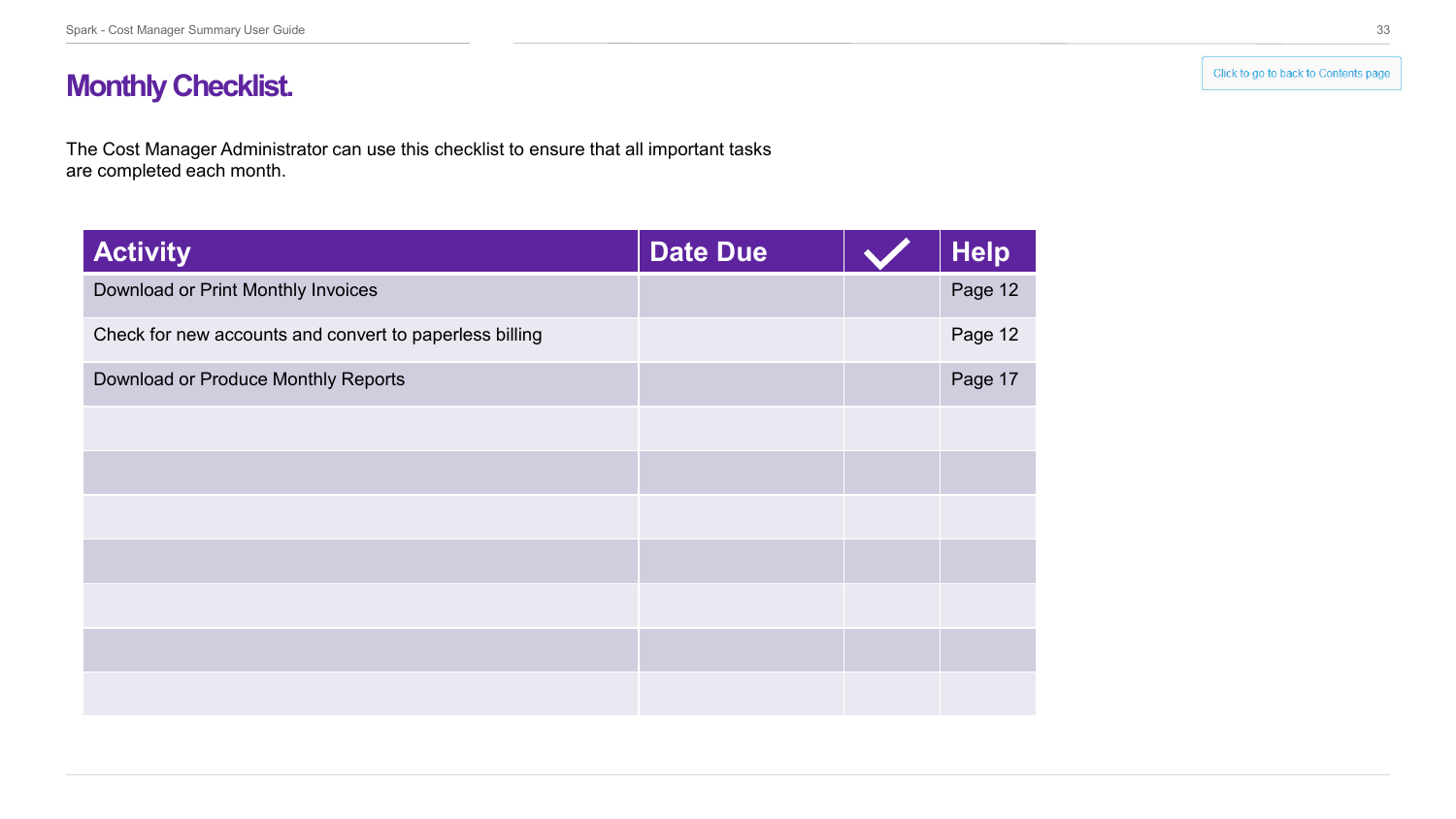# Monthly Checklist.

Click to go to back to Contents page

The Cost Manager Administrator can use this checklist to ensure that all important tasks are completed each month.

| Activity | Date Due | ✓ | Help |
| --- | --- | --- | --- |
| Download or Print Monthly Invoices | | | Page 12 |
| Check for new accounts and convert to paperless billing | | | Page 12 |
| Download or Produce Monthly Reports | | | Page 17 |
| | | | |
| | | | |
| | | | |
| | | | |
| | | | |
| | | | |
| | | | |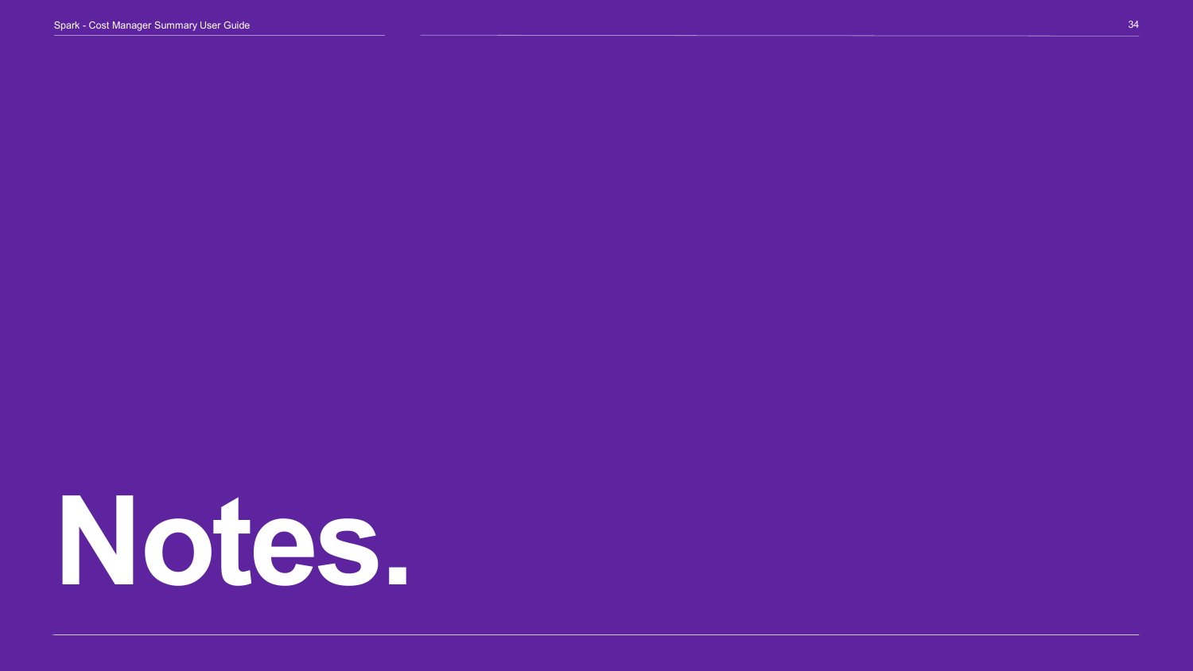# Notes.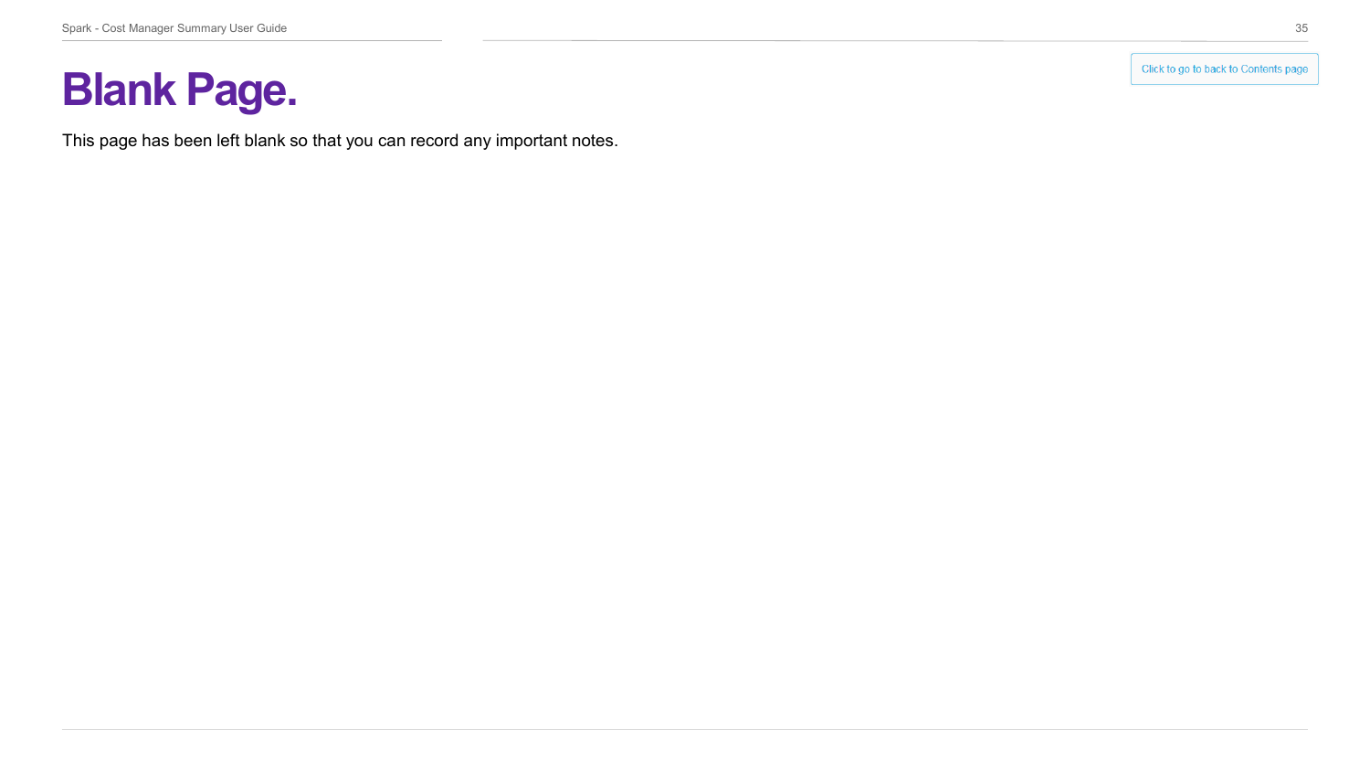# Blank Page.

Click to go to back to Contents page

This page has been left blank so that you can record any important notes.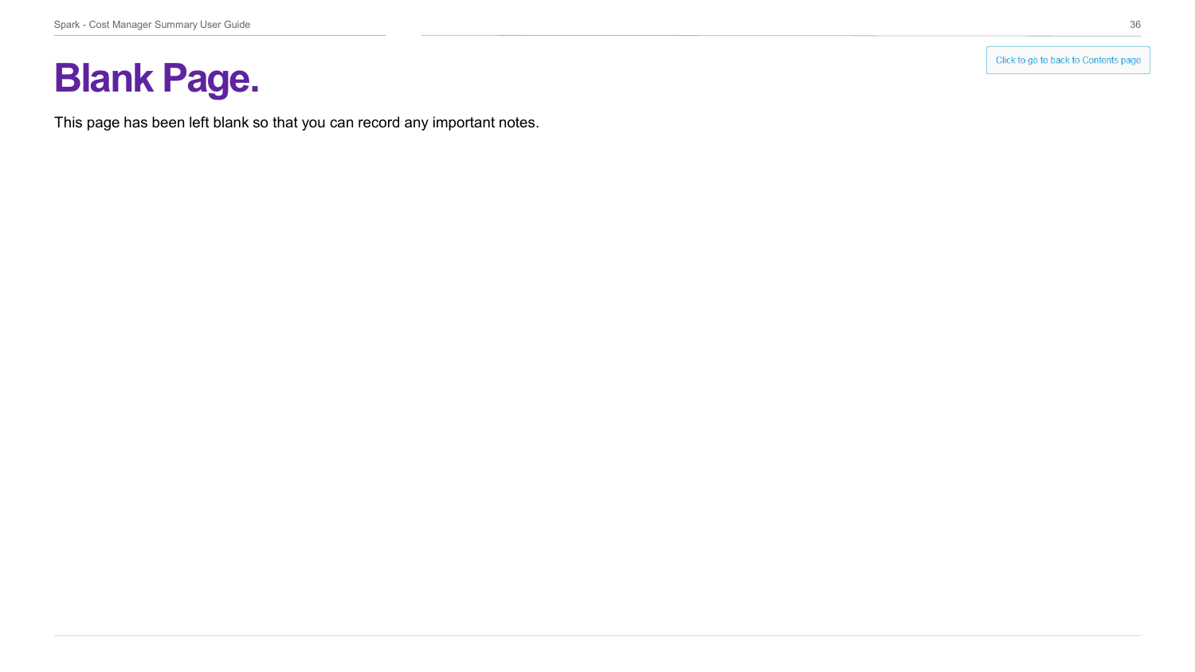Click to go to back to Contents page

# Blank Page.

This page has been left blank so that you can record any important notes.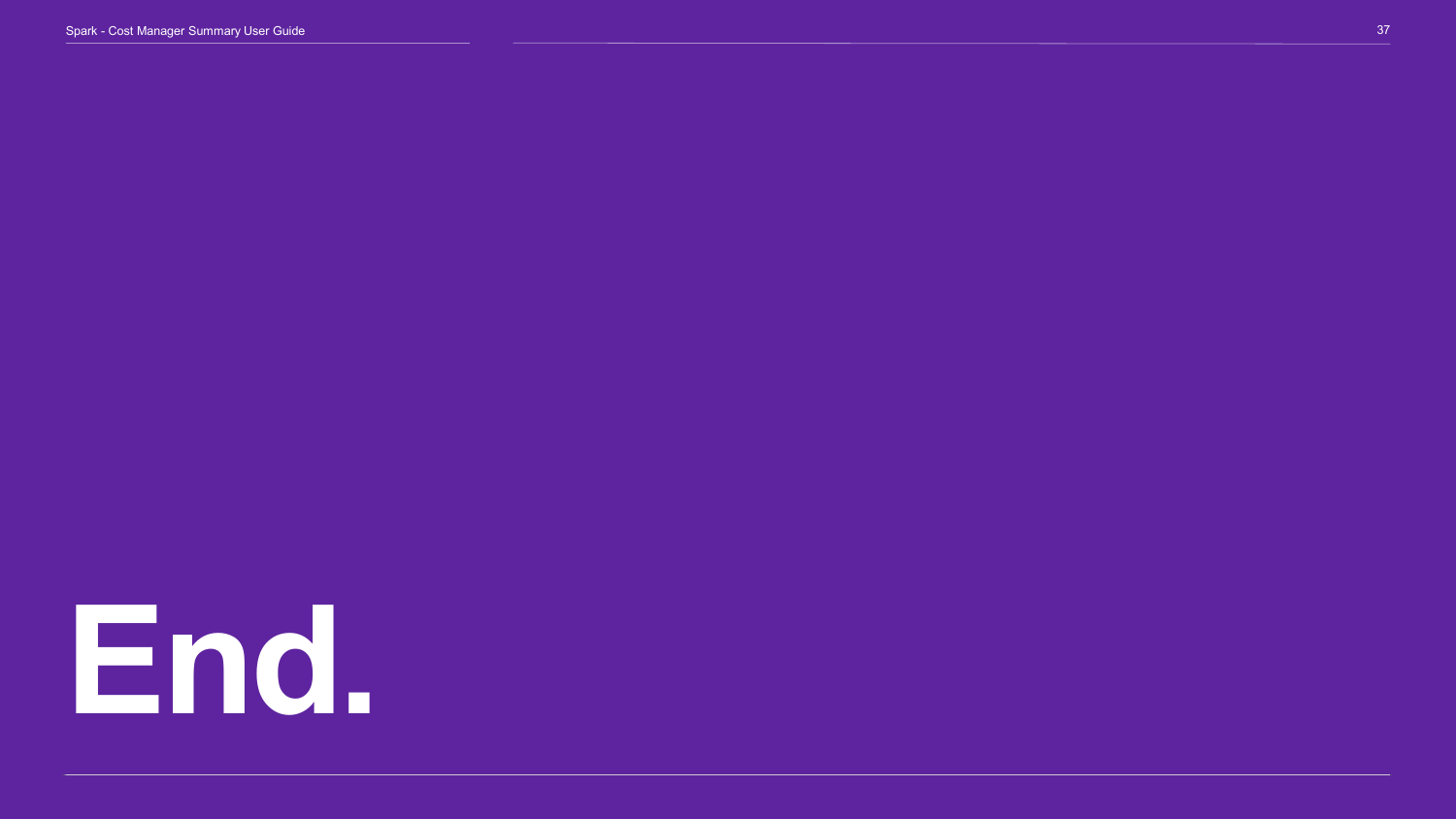# End.